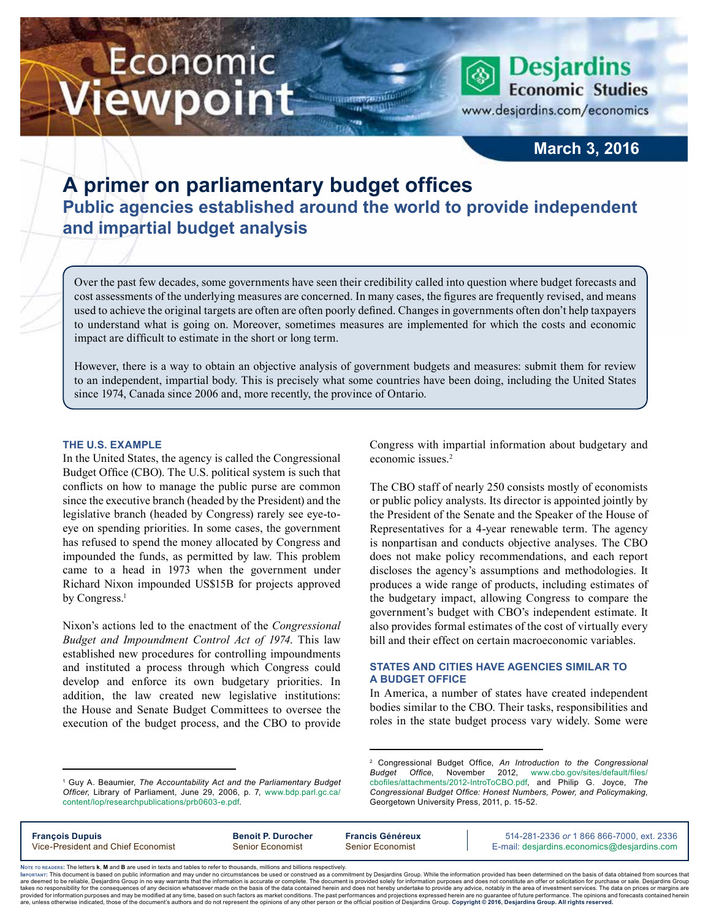# A primer on parliamentary budget offices

## Public agencies established around the world to provide independent and impartial budget analysis

Over the past few decades, some governments have seen their credibility called into question where budget forecasts and cost assessments of the underlying measures are concerned. In many cases, the figures are frequently revised, and means used to achieve the original targets are often are often poorly defined. Changes in governments often don't help taxpayers to understand what is going on. Moreover, sometimes measures are implemented for which the costs and economic impact are difficult to estimate in the short or long term.

However, there is a way to obtain an objective analysis of government budgets and measures: submit them for review to an independent, impartial body. This is precisely what some countries have been doing, including the United States since 1974, Canada since 2006 and, more recently, the province of Ontario.

### THE U.S. EXAMPLE

In the United States, the agency is called the Congressional Budget Office (CBO). The U.S. political system is such that conflicts on how to manage the public purse are common since the executive branch (headed by the President) and the legislative branch (headed by Congress) rarely see eye-to-eye on spending priorities. In some cases, the government has refused to spend the money allocated by Congress and impounded the funds, as permitted by law. This problem came to a head in 1973 when the government under Richard Nixon impounded US$15B for projects approved by Congress.[1]

Nixon's actions led to the enactment of the *Congressional Budget and Impoundment Control Act of 1974*. This law established new procedures for controlling impoundments and instituted a process through which Congress could develop and enforce its own budgetary priorities. In addition, the law created new legislative institutions: the House and Senate Budget Committees to oversee the execution of the budget process, and the CBO to provide Congress with impartial information about budgetary and economic issues.[2]

The CBO staff of nearly 250 consists mostly of economists or public policy analysts. Its director is appointed jointly by the President of the Senate and the Speaker of the House of Representatives for a 4-year renewable term. The agency is nonpartisan and conducts objective analyses. The CBO does not make policy recommendations, and each report discloses the agency's assumptions and methodologies. It produces a wide range of products, including estimates of the budgetary impact, allowing Congress to compare the government's budget with CBO's independent estimate. It also provides formal estimates of the cost of virtually every bill and their effect on certain macroeconomic variables.

### STATES AND CITIES HAVE AGENCIES SIMILAR TO A BUDGET OFFICE

In America, a number of states have created independent bodies similar to the CBO. Their tasks, responsibilities and roles in the state budget process vary widely. Some were

---

[1] Guy A. Beaumier, *The Accountability Act and the Parliamentary Budget Officer*, Library of Parliament, June 29, 2006, p. 7, www.bdp.parl.gc.ca/content/lop/researchpublications/prb0603-e.pdf.

[2] Congressional Budget Office, *An Introduction to the Congressional Budget Office*, November 2012, www.cbo.gov/sites/default/files/cbofiles/attachments/2012-IntroToCBO.pdf, and Philip G. Joyce, *The Congressional Budget Office: Honest Numbers, Power, and Policymaking*, Georgetown University Press, 2011, p. 15-52.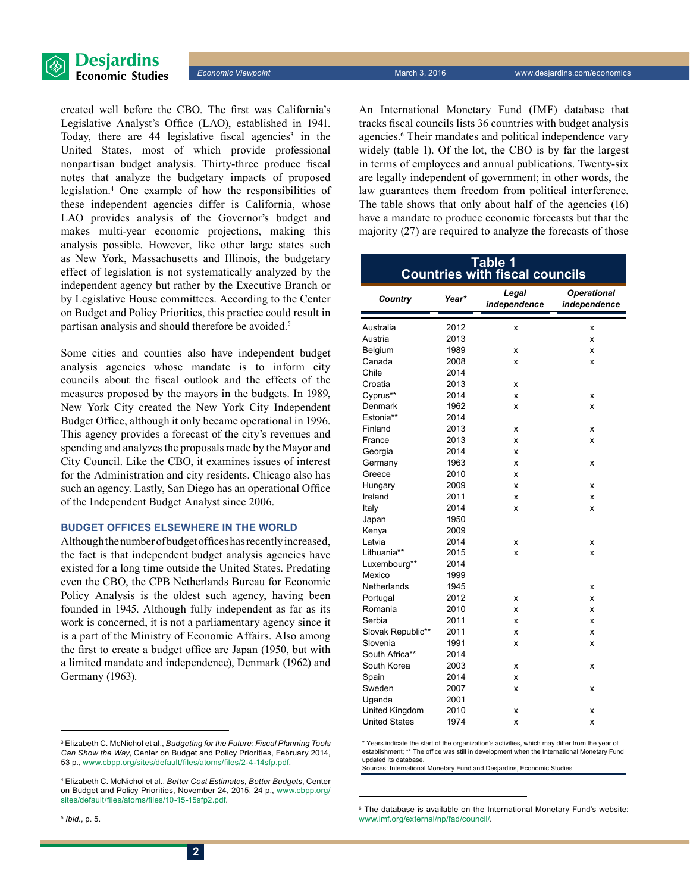created well before the CBO. The first was California's Legislative Analyst's Office (LAO), established in 1941. Today, there are 44 legislative fiscal agencies[3] in the United States, most of which provide professional nonpartisan budget analysis. Thirty-three produce fiscal notes that analyze the budgetary impacts of proposed legislation.[4] One example of how the responsibilities of these independent agencies differ is California, whose LAO provides analysis of the Governor's budget and makes multi-year economic projections, making this analysis possible. However, like other large states such as New York, Massachusetts and Illinois, the budgetary effect of legislation is not systematically analyzed by the independent agency but rather by the Executive Branch or by Legislative House committees. According to the Center on Budget and Policy Priorities, this practice could result in partisan analysis and should therefore be avoided.[5]

Some cities and counties also have independent budget analysis agencies whose mandate is to inform city councils about the fiscal outlook and the effects of the measures proposed by the mayors in the budgets. In 1989, New York City created the New York City Independent Budget Office, although it only became operational in 1996. This agency provides a forecast of the city's revenues and spending and analyzes the proposals made by the Mayor and City Council. Like the CBO, it examines issues of interest for the Administration and city residents. Chicago also has such an agency. Lastly, San Diego has an operational Office of the Independent Budget Analyst since 2006.

## BUDGET OFFICES ELSEWHERE IN THE WORLD

Although the number of budget offices has recently increased, the fact is that independent budget analysis agencies have existed for a long time outside the United States. Predating even the CBO, the CPB Netherlands Bureau for Economic Policy Analysis is the oldest such agency, having been founded in 1945. Although fully independent as far as its work is concerned, it is not a parliamentary agency since it is a part of the Ministry of Economic Affairs. Also among the first to create a budget office are Japan (1950, but with a limited mandate and independence), Denmark (1962) and Germany (1963).

An International Monetary Fund (IMF) database that tracks fiscal councils lists 36 countries with budget analysis agencies.[6] Their mandates and political independence vary widely (table 1). Of the lot, the CBO is by far the largest in terms of employees and annual publications. Twenty-six are legally independent of government; in other words, the law guarantees them freedom from political interference. The table shows that only about half of the agencies (16) have a mandate to produce economic forecasts but that the majority (27) are required to analyze the forecasts of those

**Table 1**
**Countries with fiscal councils**

| *Country* | *Year\** | *Legal independence* | *Operational independence* |
|---|---|---|---|
| Australia | 2012 | x | x |
| Austria | 2013 | | x |
| Belgium | 1989 | x | x |
| Canada | 2008 | x | x |
| Chile | 2014 | | |
| Croatia | 2013 | x | |
| Cyprus** | 2014 | x | x |
| Denmark | 1962 | x | x |
| Estonia** | 2014 | | |
| Finland | 2013 | x | x |
| France | 2013 | x | x |
| Georgia | 2014 | x | |
| Germany | 1963 | x | x |
| Greece | 2010 | x | |
| Hungary | 2009 | x | x |
| Ireland | 2011 | x | x |
| Italy | 2014 | x | x |
| Japan | 1950 | | |
| Kenya | 2009 | | |
| Latvia | 2014 | x | x |
| Lithuania** | 2015 | x | x |
| Luxembourg** | 2014 | | |
| Mexico | 1999 | | |
| Netherlands | 1945 | | x |
| Portugal | 2012 | x | x |
| Romania | 2010 | x | x |
| Serbia | 2011 | x | x |
| Slovak Republic** | 2011 | x | x |
| Slovenia | 1991 | x | x |
| South Africa** | 2014 | | |
| South Korea | 2003 | x | x |
| Spain | 2014 | x | |
| Sweden | 2007 | x | x |
| Uganda | 2001 | | |
| United Kingdom | 2010 | x | x |
| United States | 1974 | x | x |

\* Years indicate the start of the organization's activities, which may differ from the year of establishment; ** The office was still in development when the International Monetary Fund updated its database.
Sources: International Monetary Fund and Desjardins, Economic Studies

---

[3] Elizabeth C. McNichol et al., *Budgeting for the Future: Fiscal Planning Tools Can Show the Way*, Center on Budget and Policy Priorities, February 2014, 53 p., www.cbpp.org/sites/default/files/atoms/files/2-4-14sfp.pdf.

[4] Elizabeth C. McNichol et al., *Better Cost Estimates, Better Budgets*, Center on Budget and Policy Priorities, November 24, 2015, 24 p., www.cbpp.org/sites/default/files/atoms/files/10-15-15sfp2.pdf.

[5] *Ibid.*, p. 5.

[6] The database is available on the International Monetary Fund's website: www.imf.org/external/np/fad/council/.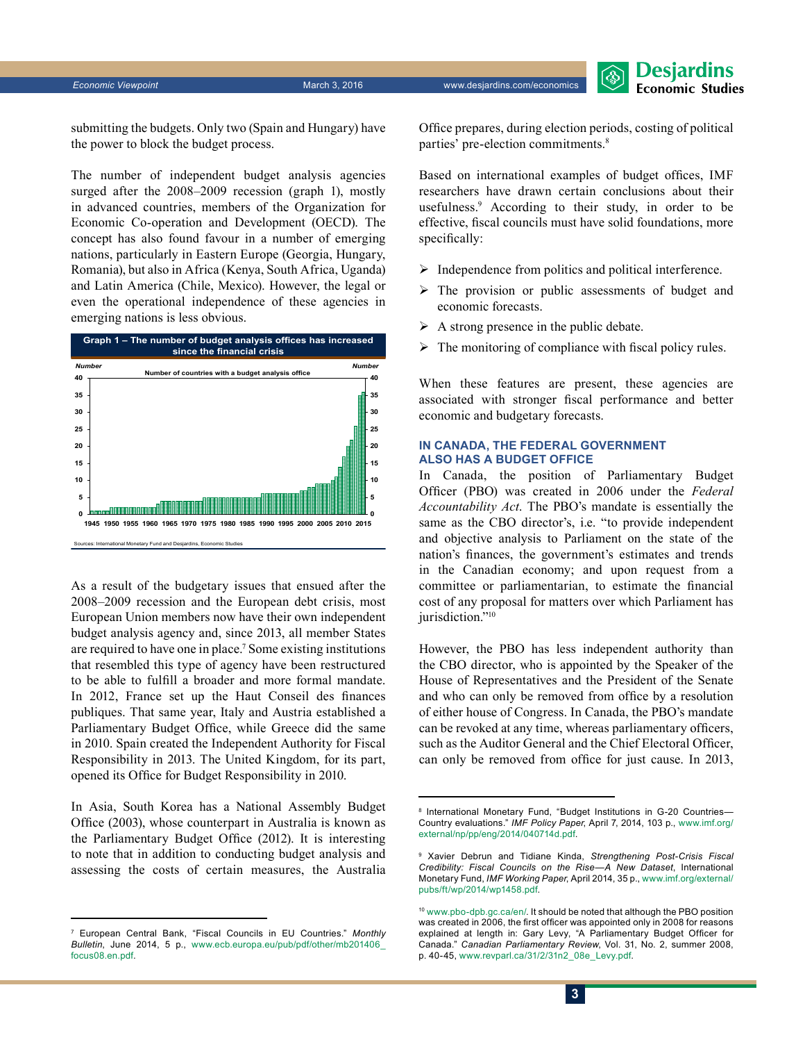submitting the budgets. Only two (Spain and Hungary) have the power to block the budget process.

The number of independent budget analysis agencies surged after the 2008–2009 recession (graph 1), mostly in advanced countries, members of the Organization for Economic Co-operation and Development (OECD). The concept has also found favour in a number of emerging nations, particularly in Eastern Europe (Georgia, Hungary, Romania), but also in Africa (Kenya, South Africa, Uganda) and Latin America (Chile, Mexico). However, the legal or even the operational independence of these agencies in emerging nations is less obvious.

**Graph 1 – The number of budget analysis offices has increased since the financial crisis**

Number of countries with a budget analysis office

Sources: International Monetary Fund and Desjardins, Economic Studies

As a result of the budgetary issues that ensued after the 2008–2009 recession and the European debt crisis, most European Union members now have their own independent budget analysis agency and, since 2013, all member States are required to have one in place.[7] Some existing institutions that resembled this type of agency have been restructured to be able to fulfill a broader and more formal mandate. In 2012, France set up the Haut Conseil des finances publiques. That same year, Italy and Austria established a Parliamentary Budget Office, while Greece did the same in 2010. Spain created the Independent Authority for Fiscal Responsibility in 2013. The United Kingdom, for its part, opened its Office for Budget Responsibility in 2010.

In Asia, South Korea has a National Assembly Budget Office (2003), whose counterpart in Australia is known as the Parliamentary Budget Office (2012). It is interesting to note that in addition to conducting budget analysis and assessing the costs of certain measures, the Australia Office prepares, during election periods, costing of political parties' pre-election commitments.[8]

Based on international examples of budget offices, IMF researchers have drawn certain conclusions about their usefulness.[9] According to their study, in order to be effective, fiscal councils must have solid foundations, more specifically:

- Independence from politics and political interference.
- The provision or public assessments of budget and economic forecasts.
- A strong presence in the public debate.
- The monitoring of compliance with fiscal policy rules.

When these features are present, these agencies are associated with stronger fiscal performance and better economic and budgetary forecasts.

## IN CANADA, THE FEDERAL GOVERNMENT ALSO HAS A BUDGET OFFICE

In Canada, the position of Parliamentary Budget Officer (PBO) was created in 2006 under the *Federal Accountability Act*. The PBO's mandate is essentially the same as the CBO director's, i.e. "to provide independent and objective analysis to Parliament on the state of the nation's finances, the government's estimates and trends in the Canadian economy; and upon request from a committee or parliamentarian, to estimate the financial cost of any proposal for matters over which Parliament has jurisdiction."[10]

However, the PBO has less independent authority than the CBO director, who is appointed by the Speaker of the House of Representatives and the President of the Senate and who can only be removed from office by a resolution of either house of Congress. In Canada, the PBO's mandate can be revoked at any time, whereas parliamentary officers, such as the Auditor General and the Chief Electoral Officer, can only be removed from office for just cause. In 2013,

---

[7] European Central Bank, "Fiscal Councils in EU Countries." *Monthly Bulletin*, June 2014, 5 p., www.ecb.europa.eu/pub/pdf/other/mb201406_focus08.en.pdf.

[8] International Monetary Fund, "Budget Institutions in G-20 Countries—Country evaluations." *IMF Policy Paper*, April 7, 2014, 103 p., www.imf.org/external/np/pp/eng/2014/040714d.pdf.

[9] Xavier Debrun and Tidiane Kinda, *Strengthening Post-Crisis Fiscal Credibility: Fiscal Councils on the Rise—A New Dataset*, International Monetary Fund, *IMF Working Paper*, April 2014, 35 p., www.imf.org/external/pubs/ft/wp/2014/wp1458.pdf.

[10] www.pbo-dpb.gc.ca/en/. It should be noted that although the PBO position was created in 2006, the first officer was appointed only in 2008 for reasons explained at length in: Gary Levy, "A Parliamentary Budget Officer for Canada." *Canadian Parliamentary Review*, Vol. 31, No. 2, summer 2008, p. 40-45, www.revparl.ca/31/2/31n2_08e_Levy.pdf.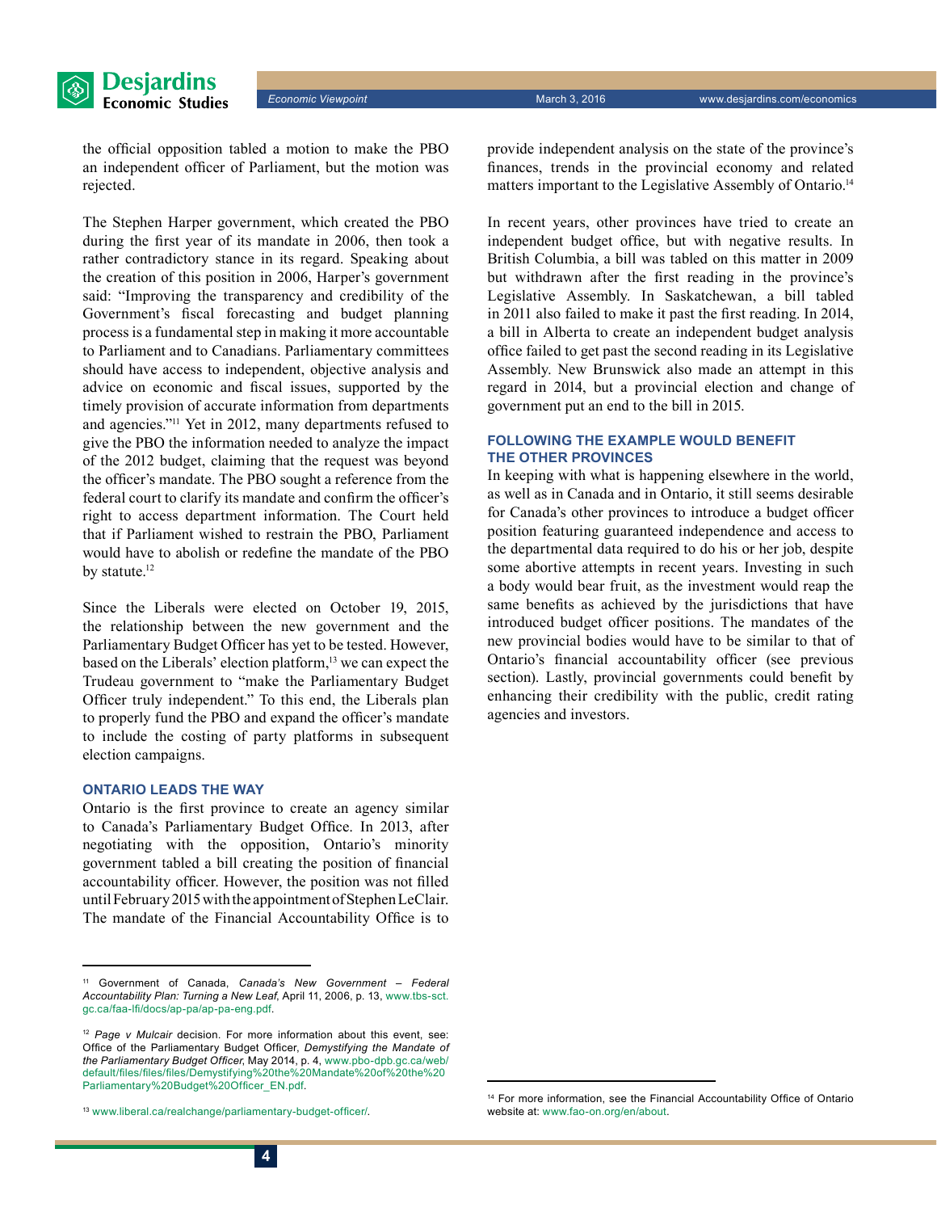the official opposition tabled a motion to make the PBO an independent officer of Parliament, but the motion was rejected.

The Stephen Harper government, which created the PBO during the first year of its mandate in 2006, then took a rather contradictory stance in its regard. Speaking about the creation of this position in 2006, Harper's government said: "Improving the transparency and credibility of the Government's fiscal forecasting and budget planning process is a fundamental step in making it more accountable to Parliament and to Canadians. Parliamentary committees should have access to independent, objective analysis and advice on economic and fiscal issues, supported by the timely provision of accurate information from departments and agencies."[11] Yet in 2012, many departments refused to give the PBO the information needed to analyze the impact of the 2012 budget, claiming that the request was beyond the officer's mandate. The PBO sought a reference from the federal court to clarify its mandate and confirm the officer's right to access department information. The Court held that if Parliament wished to restrain the PBO, Parliament would have to abolish or redefine the mandate of the PBO by statute.[12]

Since the Liberals were elected on October 19, 2015, the relationship between the new government and the Parliamentary Budget Officer has yet to be tested. However, based on the Liberals' election platform,[13] we can expect the Trudeau government to "make the Parliamentary Budget Officer truly independent." To this end, the Liberals plan to properly fund the PBO and expand the officer's mandate to include the costing of party platforms in subsequent election campaigns.

## ONTARIO LEADS THE WAY

Ontario is the first province to create an agency similar to Canada's Parliamentary Budget Office. In 2013, after negotiating with the opposition, Ontario's minority government tabled a bill creating the position of financial accountability officer. However, the position was not filled until February 2015 with the appointment of Stephen LeClair. The mandate of the Financial Accountability Office is to provide independent analysis on the state of the province's finances, trends in the provincial economy and related matters important to the Legislative Assembly of Ontario.[14]

In recent years, other provinces have tried to create an independent budget office, but with negative results. In British Columbia, a bill was tabled on this matter in 2009 but withdrawn after the first reading in the province's Legislative Assembly. In Saskatchewan, a bill tabled in 2011 also failed to make it past the first reading. In 2014, a bill in Alberta to create an independent budget analysis office failed to get past the second reading in its Legislative Assembly. New Brunswick also made an attempt in this regard in 2014, but a provincial election and change of government put an end to the bill in 2015.

## FOLLOWING THE EXAMPLE WOULD BENEFIT THE OTHER PROVINCES

In keeping with what is happening elsewhere in the world, as well as in Canada and in Ontario, it still seems desirable for Canada's other provinces to introduce a budget officer position featuring guaranteed independence and access to the departmental data required to do his or her job, despite some abortive attempts in recent years. Investing in such a body would bear fruit, as the investment would reap the same benefits as achieved by the jurisdictions that have introduced budget officer positions. The mandates of the new provincial bodies would have to be similar to that of Ontario's financial accountability officer (see previous section). Lastly, provincial governments could benefit by enhancing their credibility with the public, credit rating agencies and investors.

---

[11] Government of Canada, *Canada's New Government – Federal Accountability Plan: Turning a New Leaf*, April 11, 2006, p. 13, www.tbs-sct.gc.ca/faa-lfi/docs/ap-pa/ap-pa-eng.pdf.

[12] *Page v Mulcair* decision. For more information about this event, see: Office of the Parliamentary Budget Officer, *Demystifying the Mandate of the Parliamentary Budget Officer*, May 2014, p. 4, www.pbo-dpb.gc.ca/web/default/files/files/files/Demystifying%20the%20Mandate%20of%20the%20Parliamentary%20Budget%20Officer_EN.pdf.

[13] www.liberal.ca/realchange/parliamentary-budget-officer/.

[14] For more information, see the Financial Accountability Office of Ontario website at: www.fao-on.org/en/about.